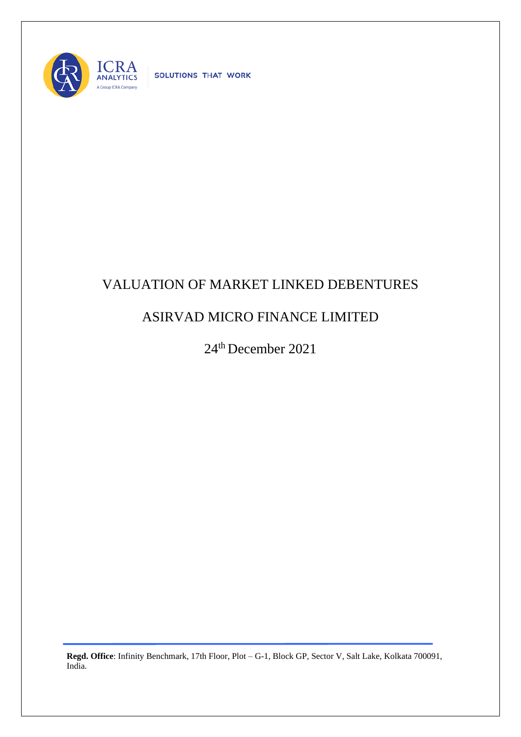ICRA ANALYTICS
A Group ICRA Company

SOLUTIONS THAT WORK

# VALUATION OF MARKET LINKED DEBENTURES

## ASIRVAD MICRO FINANCE LIMITED

24th December 2021

**Regd. Office**: Infinity Benchmark, 17th Floor, Plot – G-1, Block GP, Sector V, Salt Lake, Kolkata 700091, India.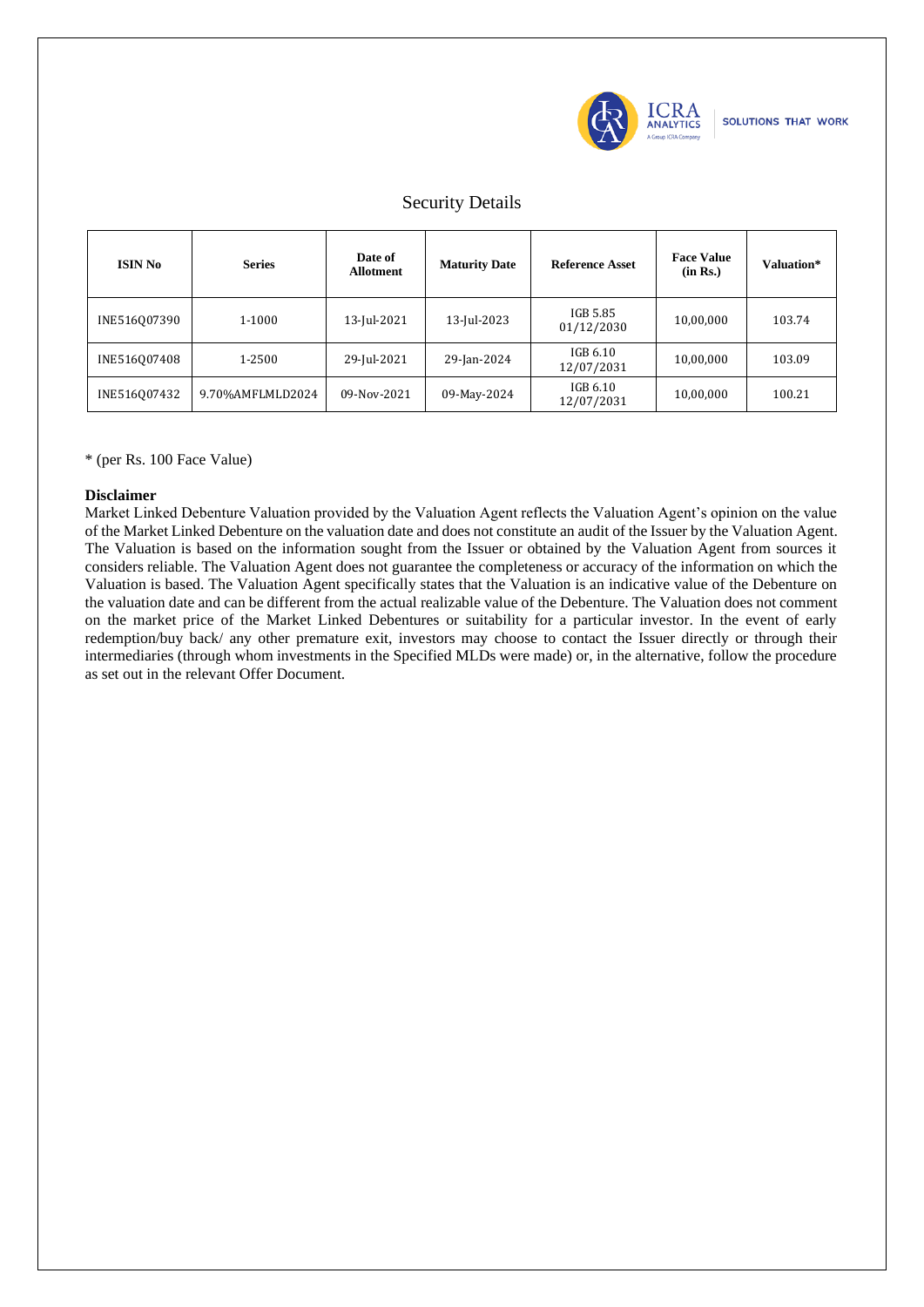## Security Details

| ISIN No | Series | Date of Allotment | Maturity Date | Reference Asset | Face Value (in Rs.) | Valuation* |
|---|---|---|---|---|---|---|
| INE516Q07390 | 1-1000 | 13-Jul-2021 | 13-Jul-2023 | IGB 5.85 01/12/2030 | 10,00,000 | 103.74 |
| INE516Q07408 | 1-2500 | 29-Jul-2021 | 29-Jan-2024 | IGB 6.10 12/07/2031 | 10,00,000 | 103.09 |
| INE516Q07432 | 9.70%AMFLMLD2024 | 09-Nov-2021 | 09-May-2024 | IGB 6.10 12/07/2031 | 10,00,000 | 100.21 |

* (per Rs. 100 Face Value)

**Disclaimer**

Market Linked Debenture Valuation provided by the Valuation Agent reflects the Valuation Agent's opinion on the value of the Market Linked Debenture on the valuation date and does not constitute an audit of the Issuer by the Valuation Agent. The Valuation is based on the information sought from the Issuer or obtained by the Valuation Agent from sources it considers reliable. The Valuation Agent does not guarantee the completeness or accuracy of the information on which the Valuation is based. The Valuation Agent specifically states that the Valuation is an indicative value of the Debenture on the valuation date and can be different from the actual realizable value of the Debenture. The Valuation does not comment on the market price of the Market Linked Debentures or suitability for a particular investor. In the event of early redemption/buy back/ any other premature exit, investors may choose to contact the Issuer directly or through their intermediaries (through whom investments in the Specified MLDs were made) or, in the alternative, follow the procedure as set out in the relevant Offer Document.